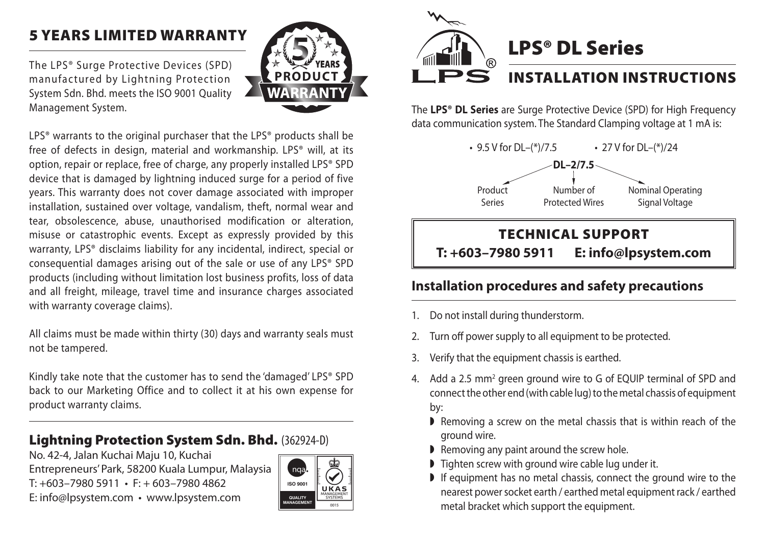## 5 YEARS LIMITED WARRANTY

The LPS® Surge Protective Devices (SPD) manufactured by Lightning Protection System Sdn. Bhd. meets the ISO 9001 Quality Management System.

LPS® warrants to the original purchaser that the LPS® products shall be free of defects in design, material and workmanship. LPS® will, at its option, repair or replace, free of charge, any properly installed LPS® SPD device that is damaged by lightning induced surge for a period of five years. This warranty does not cover damage associated with improper installation, sustained over voltage, vandalism, theft, normal wear and tear, obsolescence, abuse, unauthorised modification or alteration, misuse or catastrophic events. Except as expressly provided by this warranty, LPS® disclaims liability for any incidental, indirect, special or consequential damages arising out of the sale or use of any LPS® SPD products (including without limitation lost business profits, loss of data and all freight, mileage, travel time and insurance charges associated with warranty coverage claims).

All claims must be made within thirty (30) days and warranty seals must not be tampered.

Kindly take note that the customer has to send the 'damaged' LPS® SPD back to our Marketing Office and to collect it at his own expense for product warranty claims.

### Lightning Protection System Sdn. Bhd. (362924-D)

No. 42-4, Jalan Kuchai Maju 10, Kuchai Entrepreneurs' Park, 58200 Kuala Lumpur, Malaysia
T: +603–7980 5911 • F: + 603–7980 4862
E: info@lpsystem.com • www.lpsystem.com

# LPS® DL Series

## INSTALLATION INSTRUCTIONS

The **LPS® DL Series** are Surge Protective Device (SPD) for High Frequency data communication system. The Standard Clamping voltage at 1 mA is:

- 9.5 V for DL–(*)/7.5
- 27 V for DL–(*)/24

**DL–2/7.5**
- DL: Product Series
- 2: Number of Protected Wires
- 7.5: Nominal Operating Signal Voltage

### TECHNICAL SUPPORT

**T: +603–7980 5911 E: info@lpsystem.com**

## Installation procedures and safety precautions

1. Do not install during thunderstorm.
2. Turn off power supply to all equipment to be protected.
3. Verify that the equipment chassis is earthed.
4. Add a 2.5 $mm^2$ green ground wire to G of EQUIP terminal of SPD and connect the other end (with cable lug) to the metal chassis of equipment by:
   - Removing a screw on the metal chassis that is within reach of the ground wire.
   - Removing any paint around the screw hole.
   - Tighten screw with ground wire cable lug under it.
   - If equipment has no metal chassis, connect the ground wire to the nearest power socket earth / earthed metal equipment rack / earthed metal bracket which support the equipment.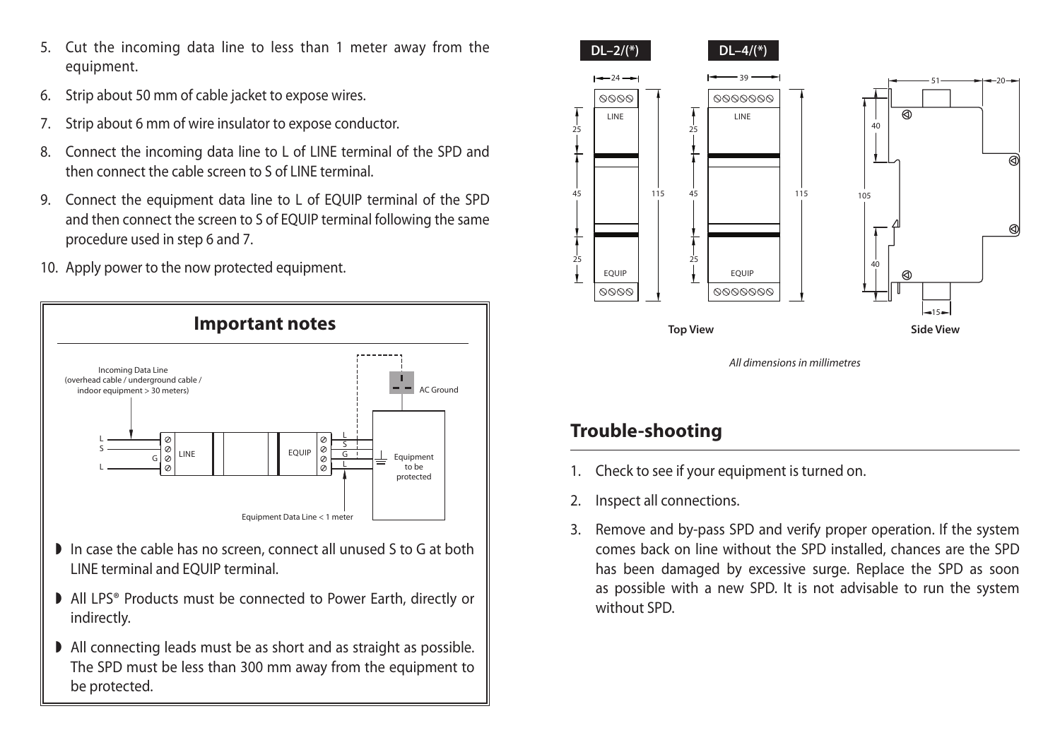5. Cut the incoming data line to less than 1 meter away from the equipment.
6. Strip about 50 mm of cable jacket to expose wires.
7. Strip about 6 mm of wire insulator to expose conductor.
8. Connect the incoming data line to L of LINE terminal of the SPD and then connect the cable screen to S of LINE terminal.
9. Connect the equipment data line to L of EQUIP terminal of the SPD and then connect the screen to S of EQUIP terminal following the same procedure used in step 6 and 7.
10. Apply power to the now protected equipment.

## Important notes

Incoming Data Line
(overhead cable / underground cable / indoor equipment > 30 meters)

AC Ground

L
S
G
L

LINE

EQUIP

L
S
G
L

Equipment to be protected

Equipment Data Line < 1 meter

- In case the cable has no screen, connect all unused S to G at both LINE terminal and EQUIP terminal.
- All LPS® Products must be connected to Power Earth, directly or indirectly.
- All connecting leads must be as short and as straight as possible. The SPD must be less than 300 mm away from the equipment to be protected.

DL–2/(*)

DL–4/(*)

24

39

LINE

EQUIP

25
45
25
115

51
20
40
105
40
15

**Top View**

**Side View**

*All dimensions in millimetres*

## Trouble-shooting

1. Check to see if your equipment is turned on.
2. Inspect all connections.
3. Remove and by-pass SPD and verify proper operation. If the system comes back on line without the SPD installed, chances are the SPD has been damaged by excessive surge. Replace the SPD as soon as possible with a new SPD. It is not advisable to run the system without SPD.